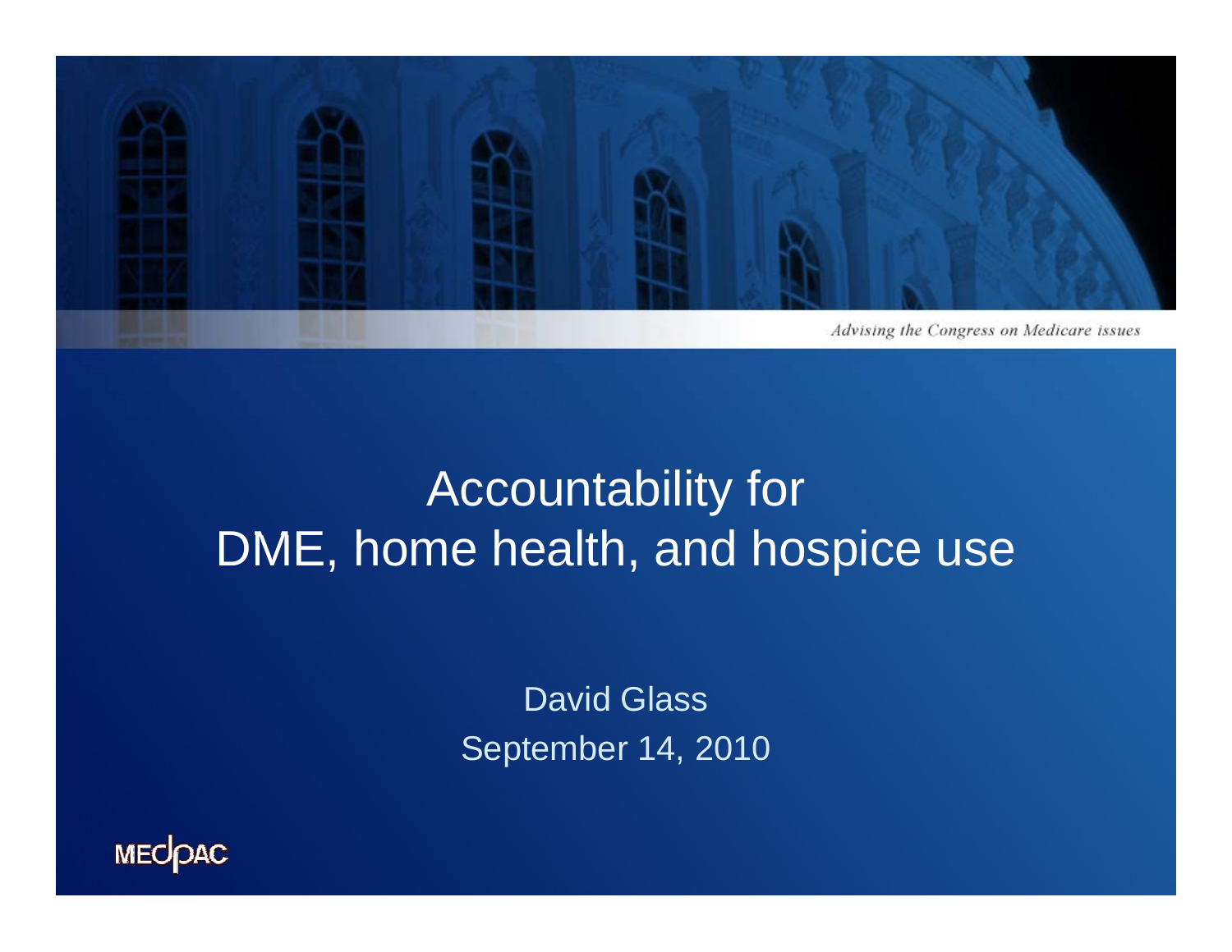*Advising the Congress on Medicare issues*

# Accountability for DME, home health, and hospice use

David Glass

September 14, 2010

MEDPAC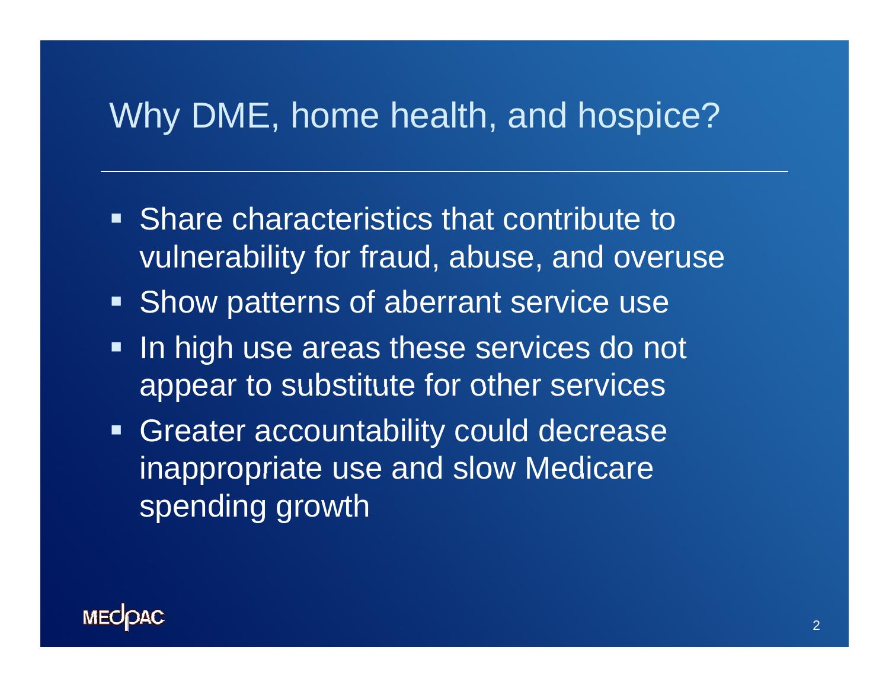# Why DME, home health, and hospice?

- Share characteristics that contribute to vulnerability for fraud, abuse, and overuse
- Show patterns of aberrant service use
- In high use areas these services do not appear to substitute for other services
- Greater accountability could decrease inappropriate use and slow Medicare spending growth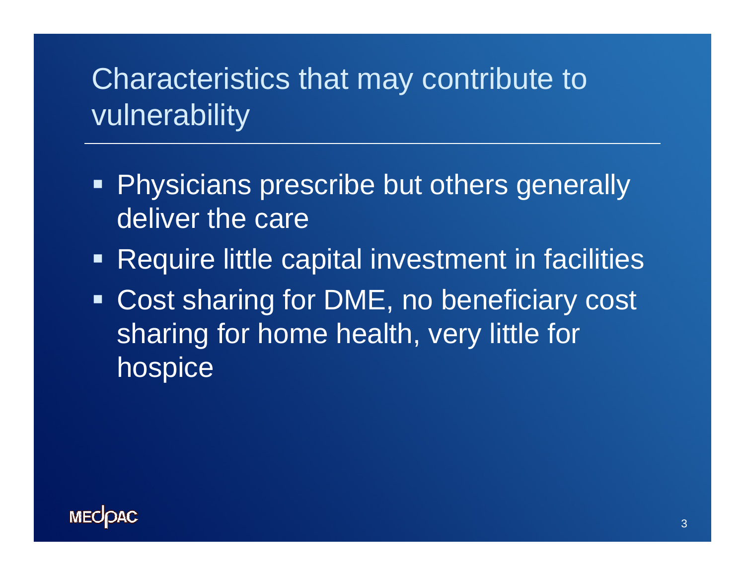# Characteristics that may contribute to vulnerability

- Physicians prescribe but others generally deliver the care
- Require little capital investment in facilities
- Cost sharing for DME, no beneficiary cost sharing for home health, very little for hospice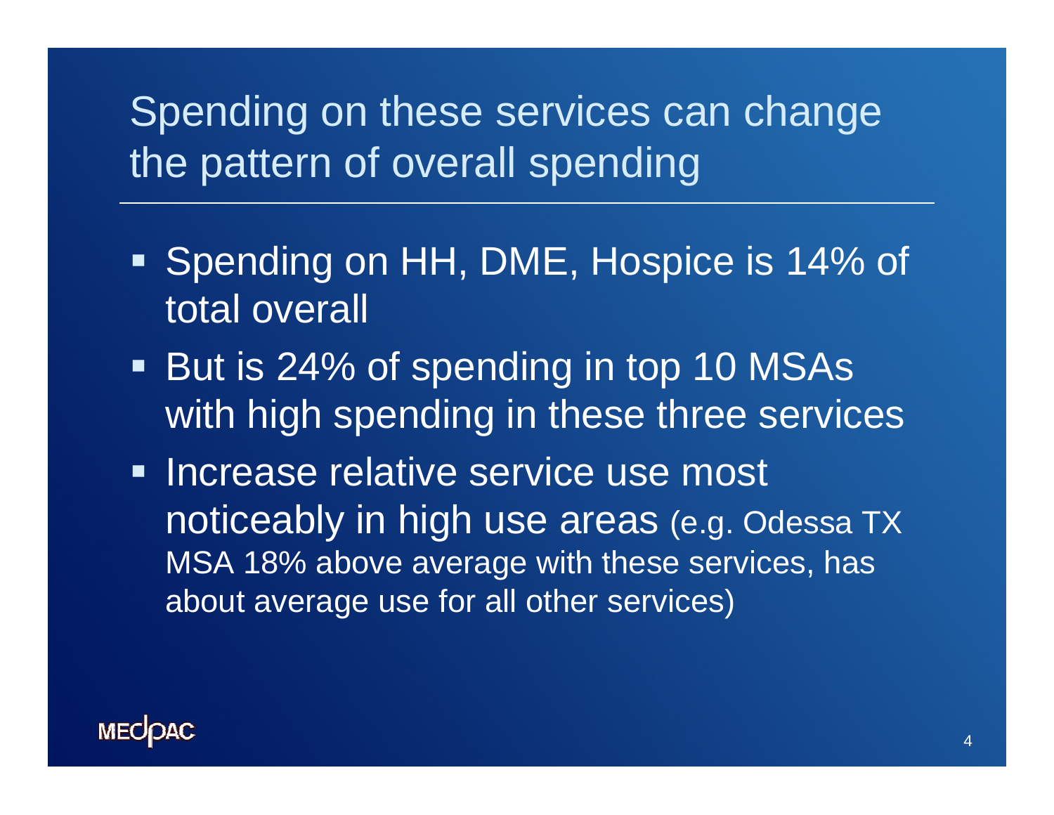# Spending on these services can change the pattern of overall spending

- Spending on HH, DME, Hospice is 14% of total overall
- But is 24% of spending in top 10 MSAs with high spending in these three services
- Increase relative service use most noticeably in high use areas (e.g. Odessa TX MSA 18% above average with these services, has about average use for all other services)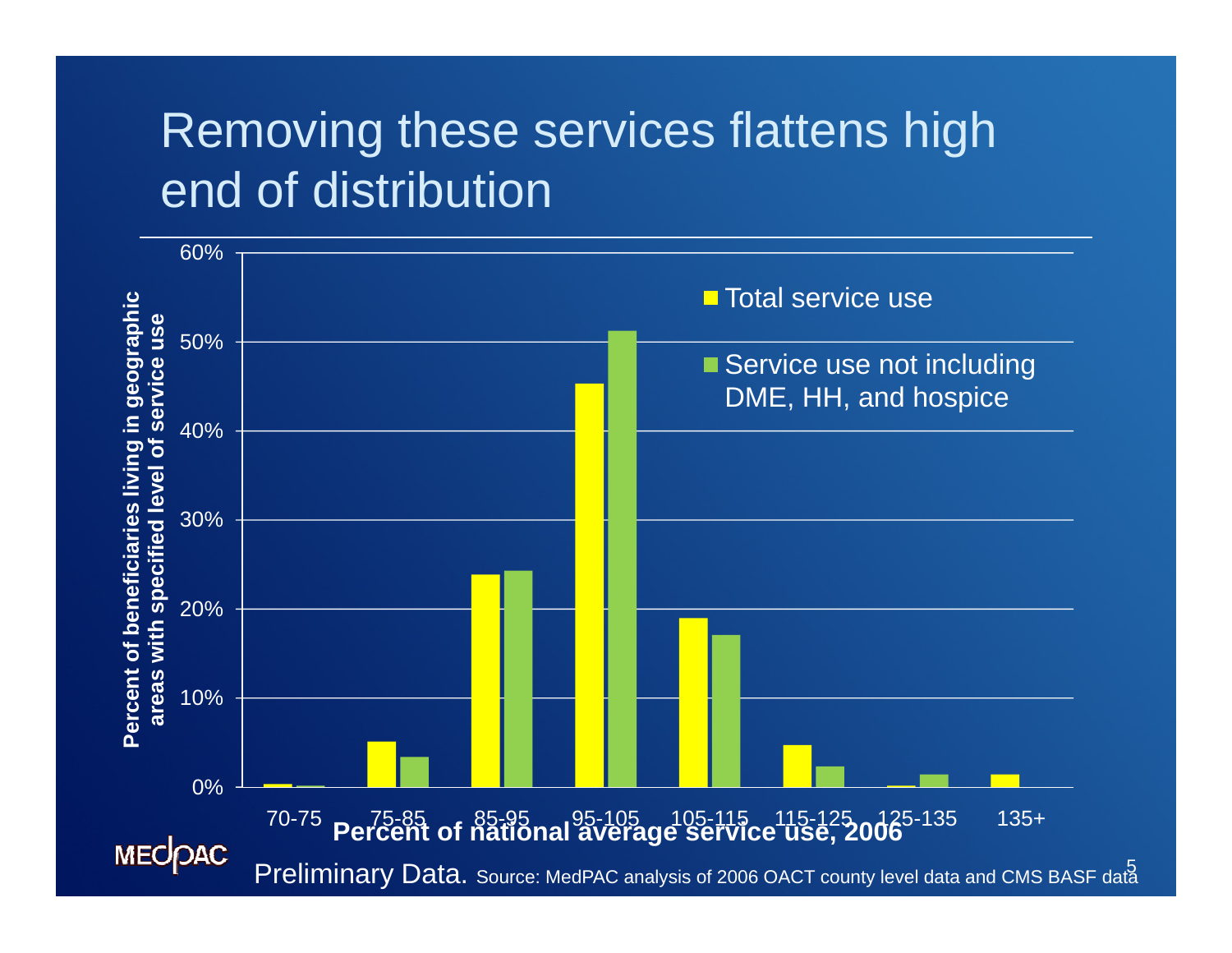# Removing these services flattens high end of distribution

| Percent of national average service use, 2006 | Total service use | Service use not including DME, HH, and hospice |
|---|---|---|
| 70-75 | 0.3% | 0.1% |
| 75-85 | 5.1% | 3.4% |
| 85-95 | 23.9% | 24.3% |
| 95-105 | 45.3% | 51.2% |
| 105-115 | 19.0% | 17.1% |
| 115-125 | 4.7% | 2.3% |
| 125-135 | 0.1% | 1.4% |
| 135+ | 1.4% | |

Y-axis: Percent of beneficiaries living in geographic areas with specified level of service use

X-axis: Percent of national average service use, 2006

Preliminary Data. Source: MedPAC analysis of 2006 OACT county level data and CMS BASF data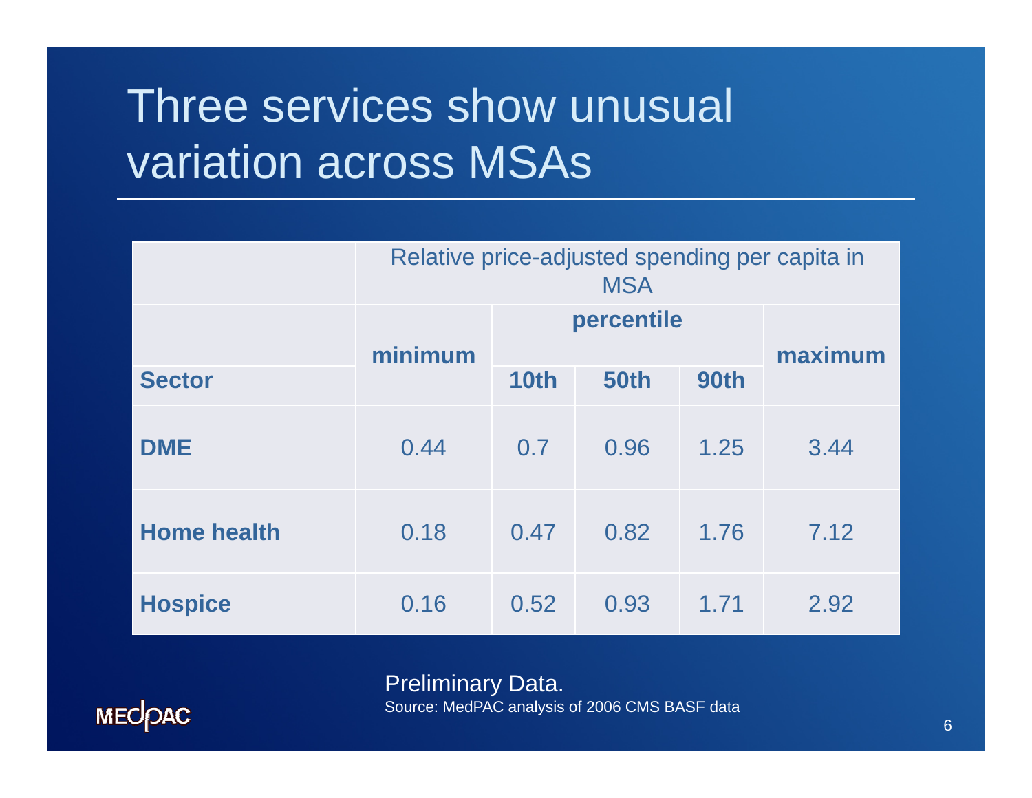# Three services show unusual variation across MSAs

| | Relative price-adjusted spending per capita in MSA | | | | |
|---|---|---|---|---|---|
| | minimum | percentile | | | maximum |
| Sector | | 10th | 50th | 90th | |
| **DME** | 0.44 | 0.7 | 0.96 | 1.25 | 3.44 |
| **Home health** | 0.18 | 0.47 | 0.82 | 1.76 | 7.12 |
| **Hospice** | 0.16 | 0.52 | 0.93 | 1.71 | 2.92 |

Preliminary Data.

Source: MedPAC analysis of 2006 CMS BASF data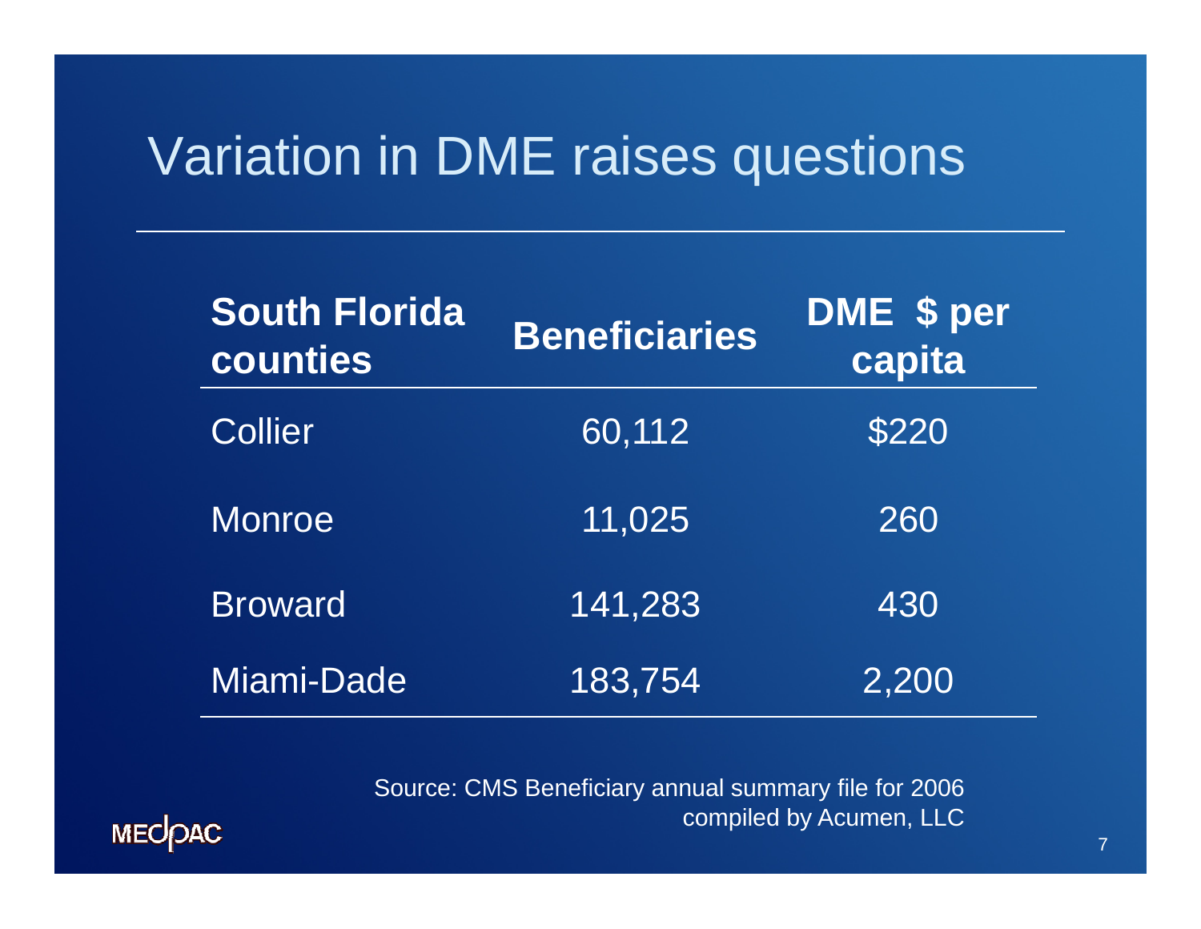# Variation in DME raises questions

| South Florida counties | Beneficiaries | DME $ per capita |
|---|---|---|
| Collier | 60,112 | $220 |
| Monroe | 11,025 | 260 |
| Broward | 141,283 | 430 |
| Miami-Dade | 183,754 | 2,200 |

Source: CMS Beneficiary annual summary file for 2006 compiled by Acumen, LLC

MEDPAC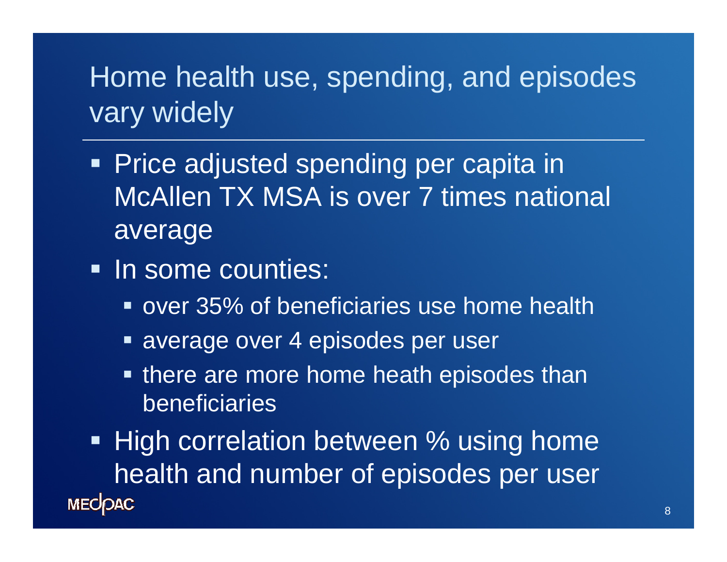# Home health use, spending, and episodes vary widely

- Price adjusted spending per capita in McAllen TX MSA is over 7 times national average
- In some counties:
  - over 35% of beneficiaries use home health
  - average over 4 episodes per user
  - there are more home heath episodes than beneficiaries
- High correlation between % using home health and number of episodes per user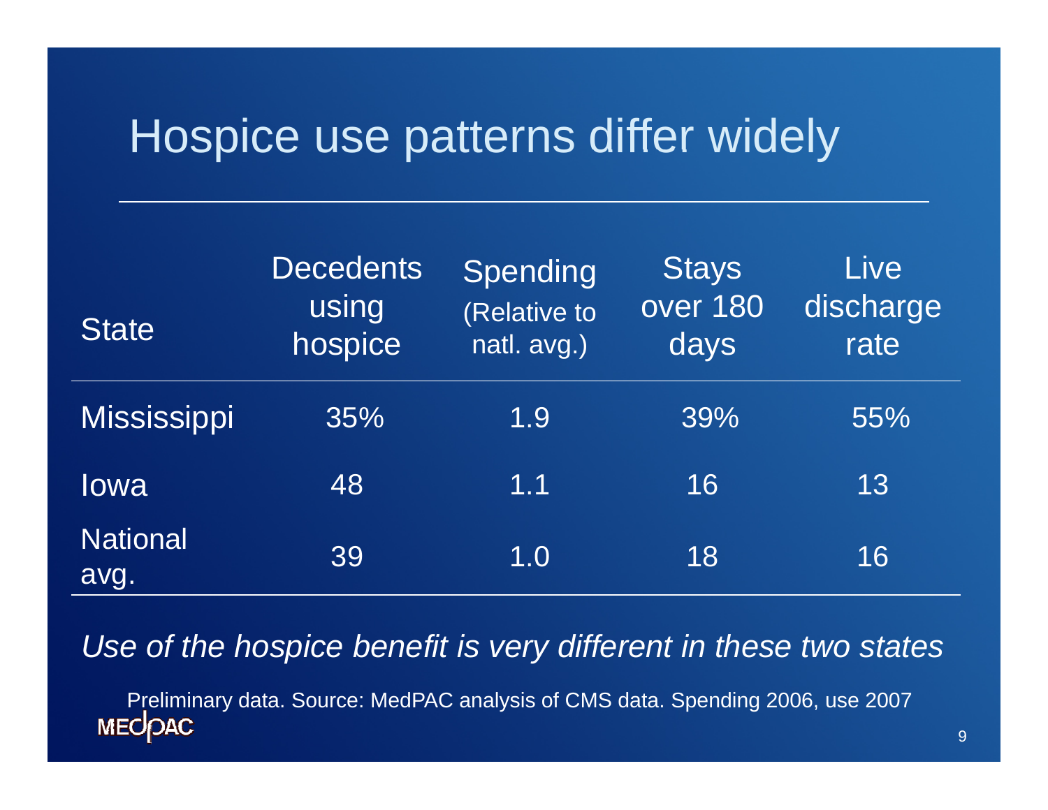# Hospice use patterns differ widely

| State | Decedents using hospice | Spending (Relative to natl. avg.) | Stays over 180 days | Live discharge rate |
|---|---|---|---|---|
| Mississippi | 35% | 1.9 | 39% | 55% |
| Iowa | 48 | 1.1 | 16 | 13 |
| National avg. | 39 | 1.0 | 18 | 16 |

*Use of the hospice benefit is very different in these two states*

Preliminary data. Source: MedPAC analysis of CMS data. Spending 2006, use 2007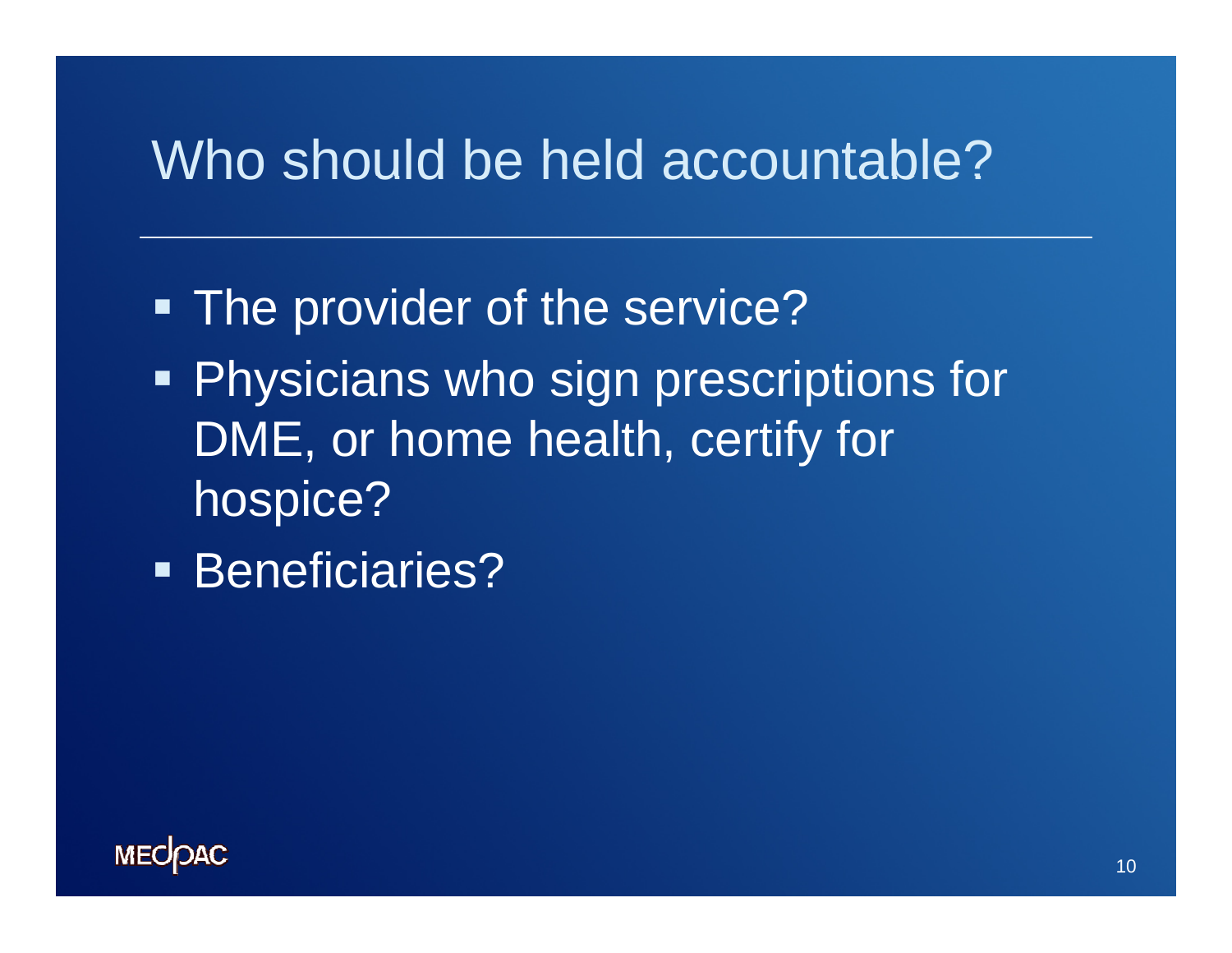# Who should be held accountable?

- The provider of the service?
- Physicians who sign prescriptions for DME, or home health, certify for hospice?
- Beneficiaries?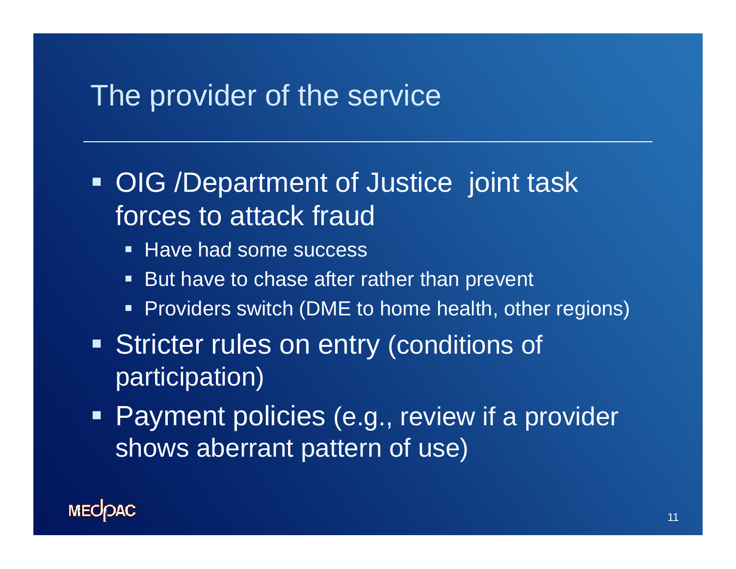# The provider of the service

- OIG /Department of Justice joint task forces to attack fraud
  - Have had some success
  - But have to chase after rather than prevent
  - Providers switch (DME to home health, other regions)
- Stricter rules on entry (conditions of participation)
- Payment policies (e.g., review if a provider shows aberrant pattern of use)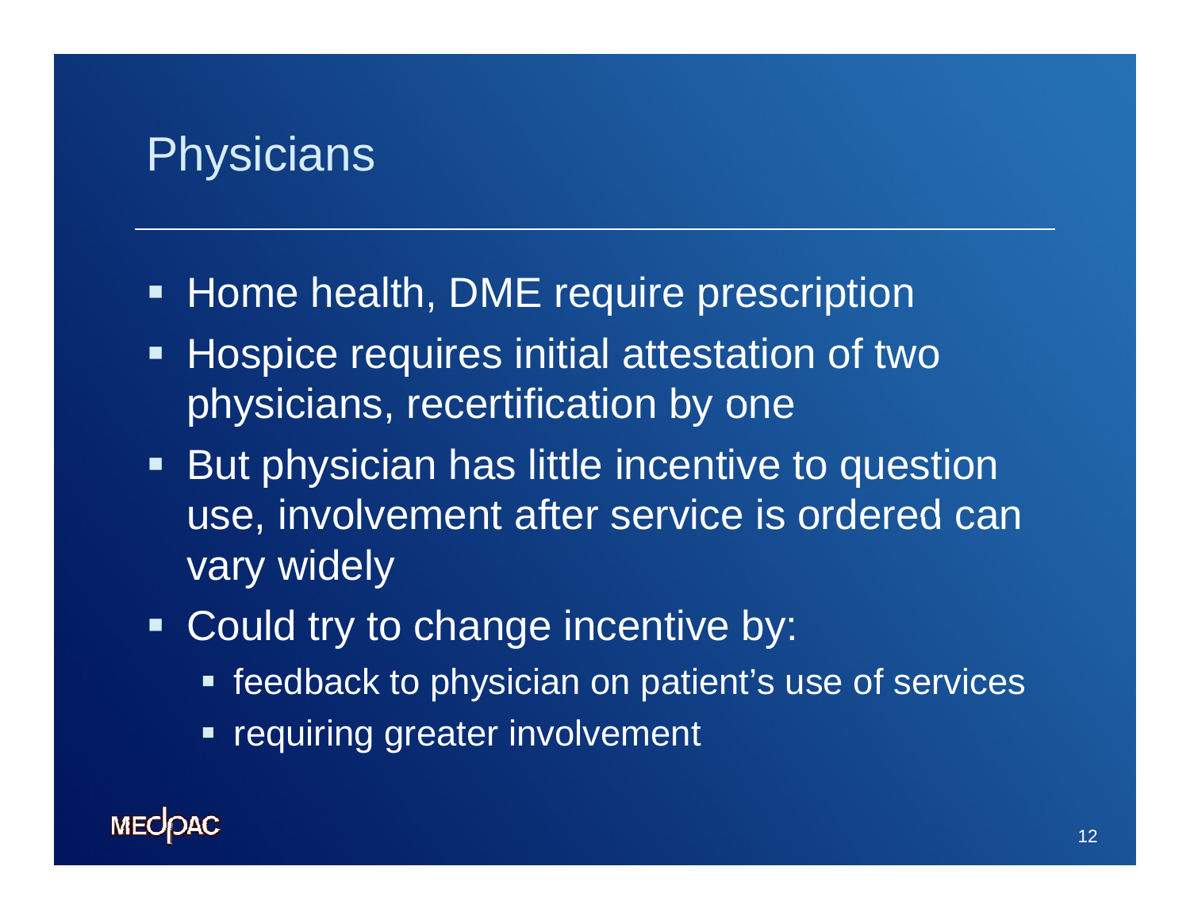# Physicians

- Home health, DME require prescription
- Hospice requires initial attestation of two physicians, recertification by one
- But physician has little incentive to question use, involvement after service is ordered can vary widely
- Could try to change incentive by:
  - feedback to physician on patient's use of services
  - requiring greater involvement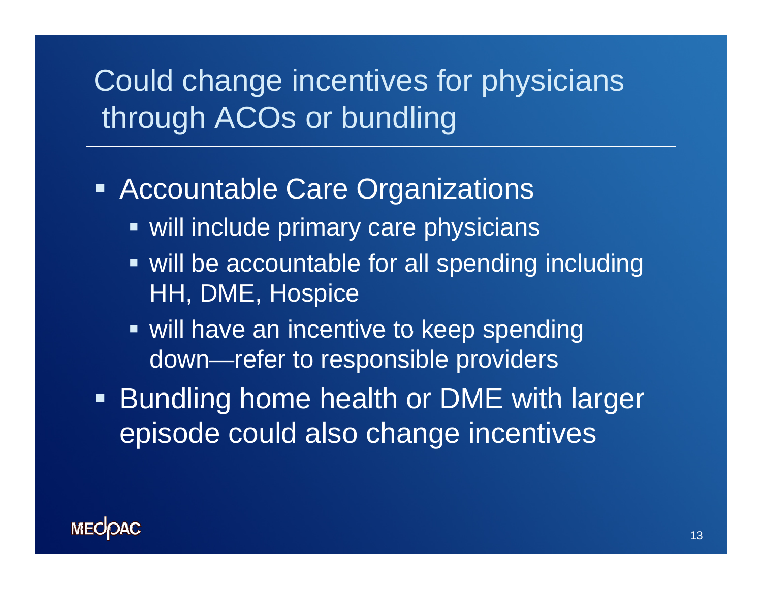# Could change incentives for physicians through ACOs or bundling

- Accountable Care Organizations
  - will include primary care physicians
  - will be accountable for all spending including HH, DME, Hospice
  - will have an incentive to keep spending down—refer to responsible providers
- Bundling home health or DME with larger episode could also change incentives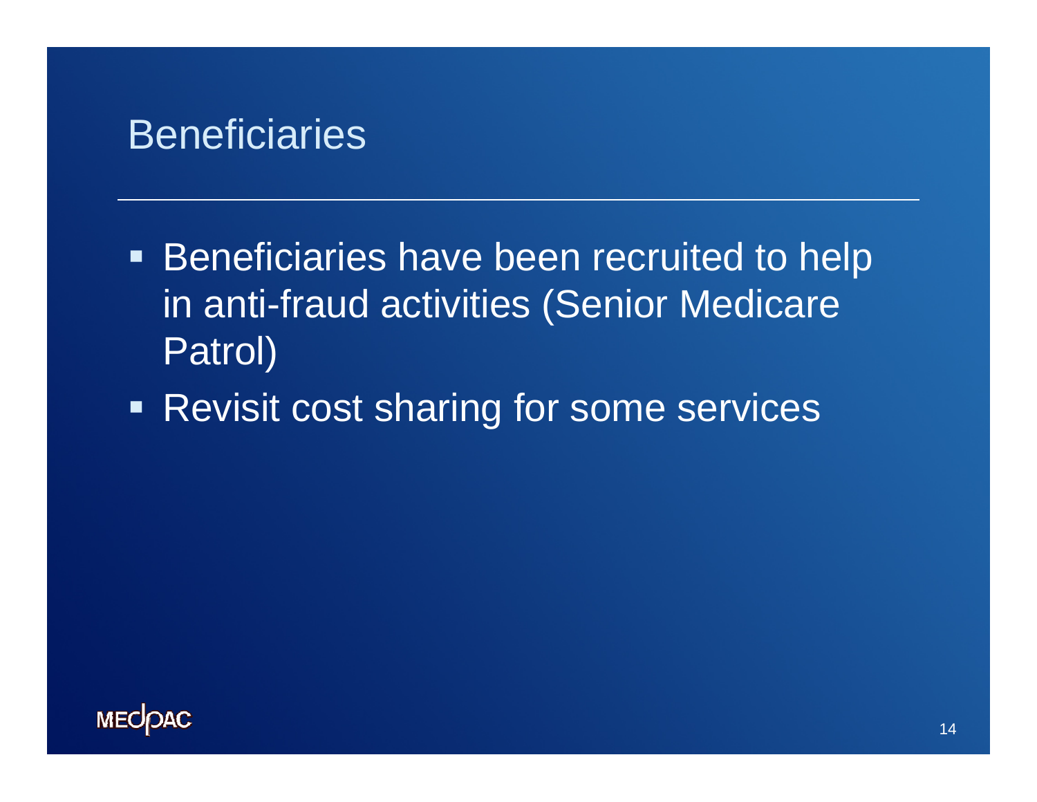# Beneficiaries

- Beneficiaries have been recruited to help in anti-fraud activities (Senior Medicare Patrol)
- Revisit cost sharing for some services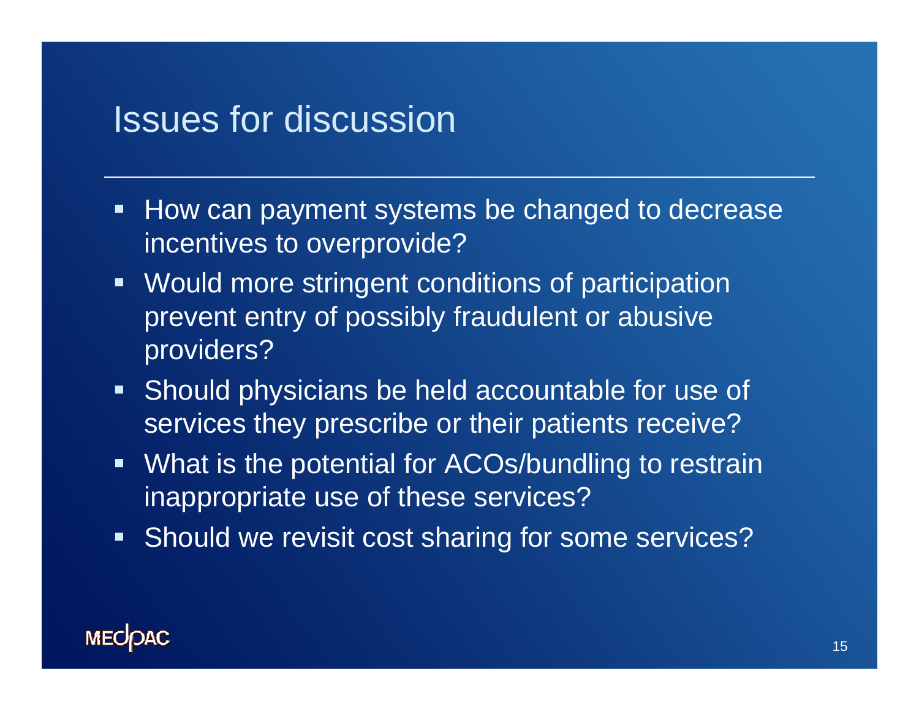# Issues for discussion

- How can payment systems be changed to decrease incentives to overprovide?
- Would more stringent conditions of participation prevent entry of possibly fraudulent or abusive providers?
- Should physicians be held accountable for use of services they prescribe or their patients receive?
- What is the potential for ACOs/bundling to restrain inappropriate use of these services?
- Should we revisit cost sharing for some services?